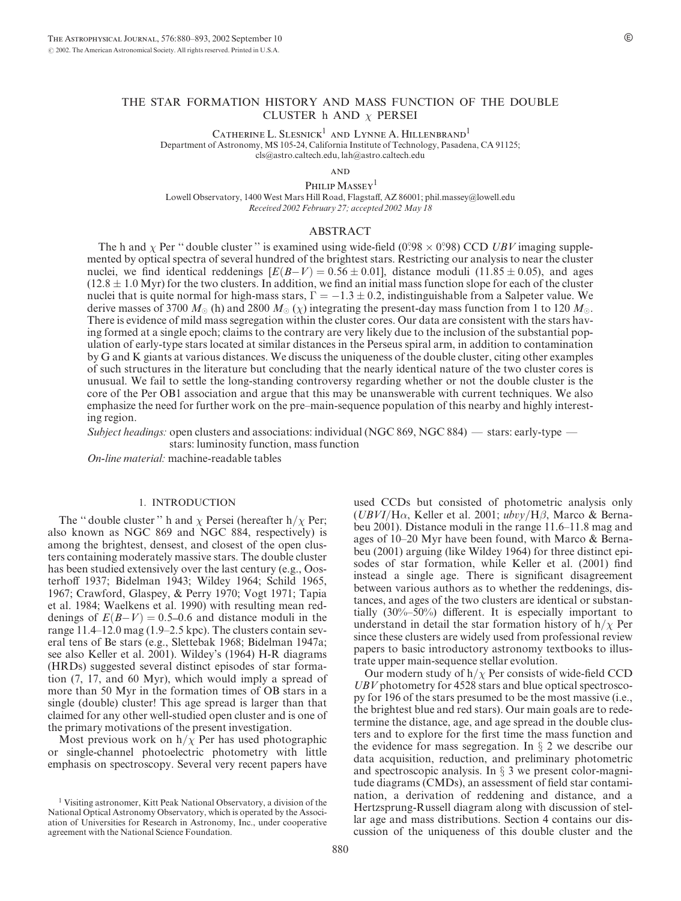# THE STAR FORMATION HISTORY AND MASS FUNCTION OF THE DOUBLE CLUSTER h AND $\chi$ PERSEI

Catherine L. Slesnick[1] and Lynne A. Hillenbrand[1]

Department of Astronomy, MS 105-24, California Institute of Technology, Pasadena, CA 91125; cls@astro.caltech.edu, lah@astro.caltech.edu

and

Philip Massey[1]

Lowell Observatory, 1400 West Mars Hill Road, Flagstaff, AZ 86001; phil.massey@lowell.edu

*Received 2002 February 27; accepted 2002 May 18*

## ABSTRACT

The h and $\chi$ Per "double cluster" is examined using wide-field ($0\overset{\circ}{.}98 \times 0\overset{\circ}{.}98$) CCD *UBV* imaging supplemented by optical spectra of several hundred of the brightest stars. Restricting our analysis to near the cluster nuclei, we find identical reddenings [$E(B-V) = 0.56 \pm 0.01$], distance moduli ($11.85 \pm 0.05$), and ages ($12.8 \pm 1.0$ Myr) for the two clusters. In addition, we find an initial mass function slope for each of the cluster nuclei that is quite normal for high-mass stars, $\Gamma = -1.3 \pm 0.2$, indistinguishable from a Salpeter value. We derive masses of 3700 $M_\odot$ (h) and 2800 $M_\odot$ ($\chi$) integrating the present-day mass function from 1 to 120 $M_\odot$. There is evidence of mild mass segregation within the cluster cores. Our data are consistent with the stars having formed at a single epoch; claims to the contrary are very likely due to the inclusion of the substantial population of early-type stars located at similar distances in the Perseus spiral arm, in addition to contamination by G and K giants at various distances. We discuss the uniqueness of the double cluster, citing other examples of such structures in the literature but concluding that the nearly identical nature of the two cluster cores is unusual. We fail to settle the long-standing controversy regarding whether or not the double cluster is the core of the Per OB1 association and argue that this may be unanswerable with current techniques. We also emphasize the need for further work on the pre–main-sequence population of this nearby and highly interesting region.

*Subject headings:* open clusters and associations: individual (NGC 869, NGC 884) — stars: early-type — stars: luminosity function, mass function

*On-line material:* machine-readable tables

## 1. INTRODUCTION

The "double cluster" h and $\chi$ Persei (hereafter h/$\chi$ Per; also known as NGC 869 and NGC 884, respectively) is among the brightest, densest, and closest of the open clusters containing moderately massive stars. The double cluster has been studied extensively over the last century (e.g., Oosterhoff 1937; Bidelman 1943; Wildey 1964; Schild 1965, 1967; Crawford, Glaspey, & Perry 1970; Vogt 1971; Tapia et al. 1984; Waelkens et al. 1990) with resulting mean reddenings of $E(B-V) = 0.5$–$0.6$ and distance moduli in the range 11.4–12.0 mag (1.9–2.5 kpc). The clusters contain several tens of Be stars (e.g., Slettebak 1968; Bidelman 1947a; see also Keller et al. 2001). Wildey's (1964) H-R diagrams (HRDs) suggested several distinct episodes of star formation (7, 17, and 60 Myr), which would imply a spread of more than 50 Myr in the formation times of OB stars in a single (double) cluster! This age spread is larger than that claimed for any other well-studied open cluster and is one of the primary motivations of the present investigation.

Most previous work on h/$\chi$ Per has used photographic or single-channel photoelectric photometry with little emphasis on spectroscopy. Several very recent papers have used CCDs but consisted of photometric analysis only (*UBVI*/H$\alpha$, Keller et al. 2001; *ubvy*/H$\beta$, Marco & Bernabeu 2001). Distance moduli in the range 11.6–11.8 mag and ages of 10–20 Myr have been found, with Marco & Bernabeu (2001) arguing (like Wildey 1964) for three distinct episodes of star formation, while Keller et al. (2001) find instead a single age. There is significant disagreement between various authors as to whether the reddenings, distances, and ages of the two clusters are identical or substantially (30%–50%) different. It is especially important to understand in detail the star formation history of h/$\chi$ Per since these clusters are widely used from professional review papers to basic introductory astronomy textbooks to illustrate upper main-sequence stellar evolution.

Our modern study of h/$\chi$ Per consists of wide-field CCD *UBV* photometry for 4528 stars and blue optical spectroscopy for 196 of the stars presumed to be the most massive (i.e., the brightest blue and red stars). Our main goals are to redetermine the distance, age, and age spread in the double clusters and to explore for the first time the mass function and the evidence for mass segregation. In § 2 we describe our data acquisition, reduction, and preliminary photometric and spectroscopic analysis. In § 3 we present color-magnitude diagrams (CMDs), an assessment of field star contamination, a derivation of reddening and distance, and a Hertzsprung-Russell diagram along with discussion of stellar age and mass distributions. Section 4 contains our discussion of the uniqueness of this double cluster and the

[1] Visiting astronomer, Kitt Peak National Observatory, a division of the National Optical Astronomy Observatory, which is operated by the Association of Universities for Research in Astronomy, Inc., under cooperative agreement with the National Science Foundation.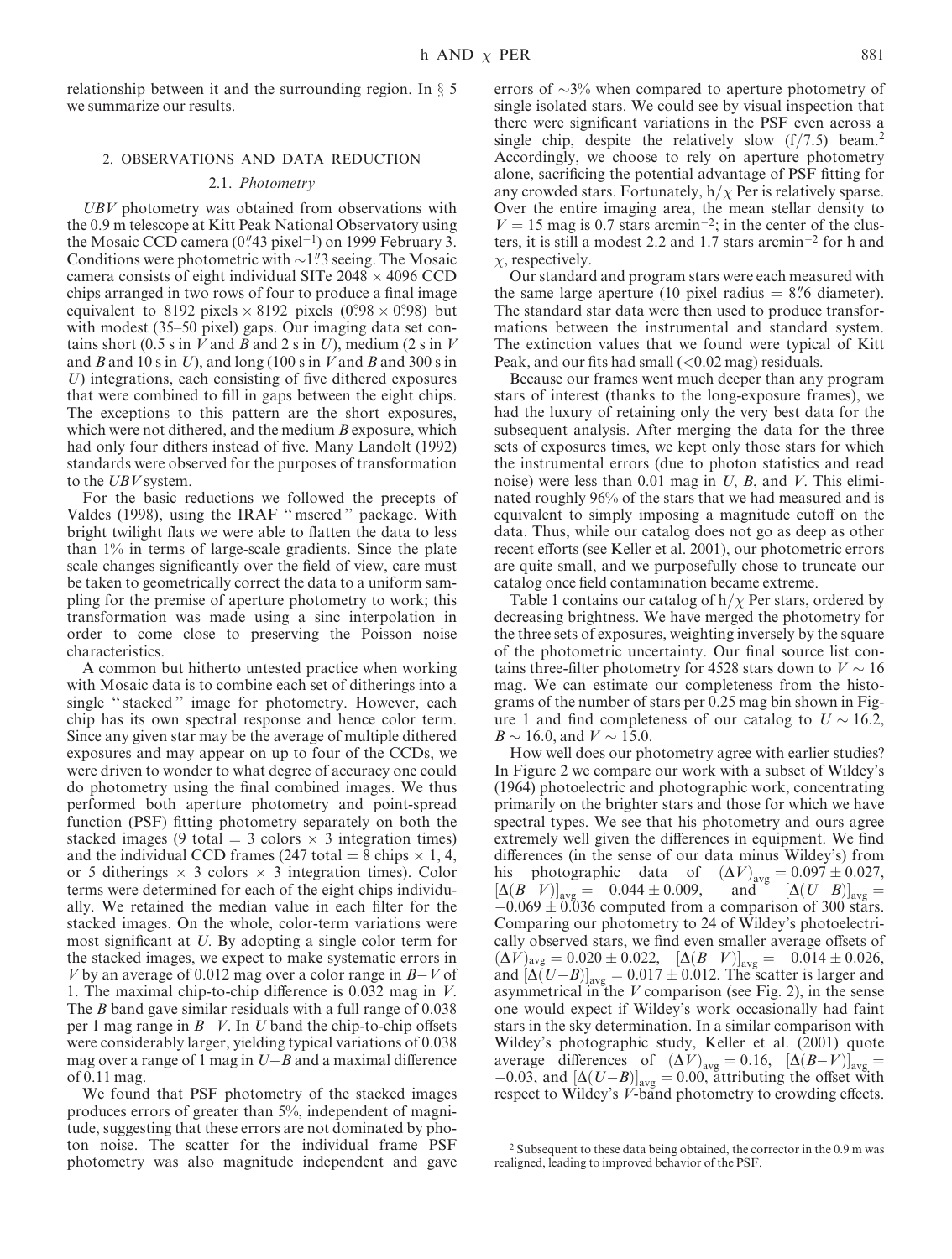relationship between it and the surrounding region. In § 5 we summarize our results.

## 2. OBSERVATIONS AND DATA REDUCTION

### 2.1. *Photometry*

*UBV* photometry was obtained from observations with the 0.9 m telescope at Kitt Peak National Observatory using the Mosaic CCD camera (0ʺ.43 pixel$^{-1}$) on 1999 February 3. Conditions were photometric with ~1ʺ.3 seeing. The Mosaic camera consists of eight individual SITe 2048 × 4096 CCD chips arranged in two rows of four to produce a final image equivalent to 8192 pixels × 8192 pixels (0°.98 × 0°.98) but with modest (35–50 pixel) gaps. Our imaging data set contains short (0.5 s in *V* and *B* and 2 s in *U*), medium (2 s in *V* and *B* and 10 s in *U*), and long (100 s in *V* and *B* and 300 s in *U*) integrations, each consisting of five dithered exposures that were combined to fill in gaps between the eight chips. The exceptions to this pattern are the short exposures, which were not dithered, and the medium *B* exposure, which had only four dithers instead of five. Many Landolt (1992) standards were observed for the purposes of transformation to the *UBV* system.

For the basic reductions we followed the precepts of Valdes (1998), using the IRAF "mscred" package. With bright twilight flats we were able to flatten the data to less than 1% in terms of large-scale gradients. Since the plate scale changes significantly over the field of view, care must be taken to geometrically correct the data to a uniform sampling for the premise of aperture photometry to work; this transformation was made using a sinc interpolation in order to come close to preserving the Poisson noise characteristics.

A common but hitherto untested practice when working with Mosaic data is to combine each set of ditherings into a single "stacked" image for photometry. However, each chip has its own spectral response and hence color term. Since any given star may be the average of multiple dithered exposures and may appear on up to four of the CCDs, we were driven to wonder to what degree of accuracy one could do photometry using the final combined images. We thus performed both aperture photometry and point-spread function (PSF) fitting photometry separately on both the stacked images (9 total = 3 colors × 3 integration times) and the individual CCD frames (247 total = 8 chips × 1, 4, or 5 ditherings × 3 colors × 3 integration times). Color terms were determined for each of the eight chips individually. We retained the median value in each filter for the stacked images. On the whole, color-term variations were most significant at *U*. By adopting a single color term for the stacked images, we expect to make systematic errors in *V* by an average of 0.012 mag over a color range in $B-V$ of 1. The maximal chip-to-chip difference is 0.032 mag in *V*. The *B* band gave similar residuals with a full range of 0.038 per 1 mag range in $B-V$. In *U* band the chip-to-chip offsets were considerably larger, yielding typical variations of 0.038 mag over a range of 1 mag in $U-B$ and a maximal difference of 0.11 mag.

We found that PSF photometry of the stacked images produces errors of greater than 5%, independent of magnitude, suggesting that these errors are not dominated by photon noise. The scatter for the individual frame PSF photometry was also magnitude independent and gave errors of ~3% when compared to aperture photometry of single isolated stars. We could see by visual inspection that there were significant variations in the PSF even across a single chip, despite the relatively slow (f/7.5) beam.[2] Accordingly, we choose to rely on aperture photometry alone, sacrificing the potential advantage of PSF fitting for any crowded stars. Fortunately, h/$\chi$ Per is relatively sparse. Over the entire imaging area, the mean stellar density to $V = 15$ mag is 0.7 stars arcmin$^{-2}$; in the center of the clusters, it is still a modest 2.2 and 1.7 stars arcmin$^{-2}$ for h and $\chi$, respectively.

Our standard and program stars were each measured with the same large aperture (10 pixel radius = 8ʺ.6 diameter). The standard star data were then used to produce transformations between the instrumental and standard system. The extinction values that we found were typical of Kitt Peak, and our fits had small (<0.02 mag) residuals.

Because our frames went much deeper than any program stars of interest (thanks to the long-exposure frames), we had the luxury of retaining only the very best data for the subsequent analysis. After merging the data for the three sets of exposures times, we kept only those stars for which the instrumental errors (due to photon statistics and read noise) were less than 0.01 mag in *U*, *B*, and *V*. This eliminated roughly 96% of the stars that we had measured and is equivalent to simply imposing a magnitude cutoff on the data. Thus, while our catalog does not go as deep as other recent efforts (see Keller et al. 2001), our photometric errors are quite small, and we purposefully chose to truncate our catalog once field contamination became extreme.

Table 1 contains our catalog of h/$\chi$ Per stars, ordered by decreasing brightness. We have merged the photometry for the three sets of exposures, weighting inversely by the square of the photometric uncertainty. Our final source list contains three-filter photometry for 4528 stars down to $V \sim 16$ mag. We can estimate our completeness from the histograms of the number of stars per 0.25 mag bin shown in Figure 1 and find completeness of our catalog to $U \sim 16.2$, $B \sim 16.0$, and $V \sim 15.0$.

How well does our photometry agree with earlier studies? In Figure 2 we compare our work with a subset of Wildey's (1964) photoelectric and photographic work, concentrating primarily on the brighter stars and those for which we have spectral types. We see that his photometry and ours agree extremely well given the differences in equipment. We find differences (in the sense of our data minus Wildey's) from his photographic data of $(\Delta V)_{\rm avg} = 0.097 \pm 0.027$, $[\Delta(B-V)]_{\rm avg} = -0.044 \pm 0.009$, and $[\Delta(U-B)]_{\rm avg} = -0.069 \pm 0.036$ computed from a comparison of 300 stars. Comparing our photometry to 24 of Wildey's photoelectrically observed stars, we find even smaller average offsets of $(\Delta V)_{\rm avg} = 0.020 \pm 0.022$, $[\Delta(B-V)]_{\rm avg} = -0.014 \pm 0.026$, and $[\Delta(U-B)]_{\rm avg} = 0.017 \pm 0.012$. The scatter is larger and asymmetrical in the *V* comparison (see Fig. 2), in the sense one would expect if Wildey's work occasionally had faint stars in the sky determination. In a similar comparison with Wildey's photographic study, Keller et al. (2001) quote average differences of $(\Delta V)_{\rm avg} = 0.16$, $[\Delta(B-V)]_{\rm avg} = -0.03$, and $[\Delta(U-B)]_{\rm avg} = 0.00$, attributing the offset with respect to Wildey's *V*-band photometry to crowding effects.

[2] Subsequent to these data being obtained, the corrector in the 0.9 m was realigned, leading to improved behavior of the PSF.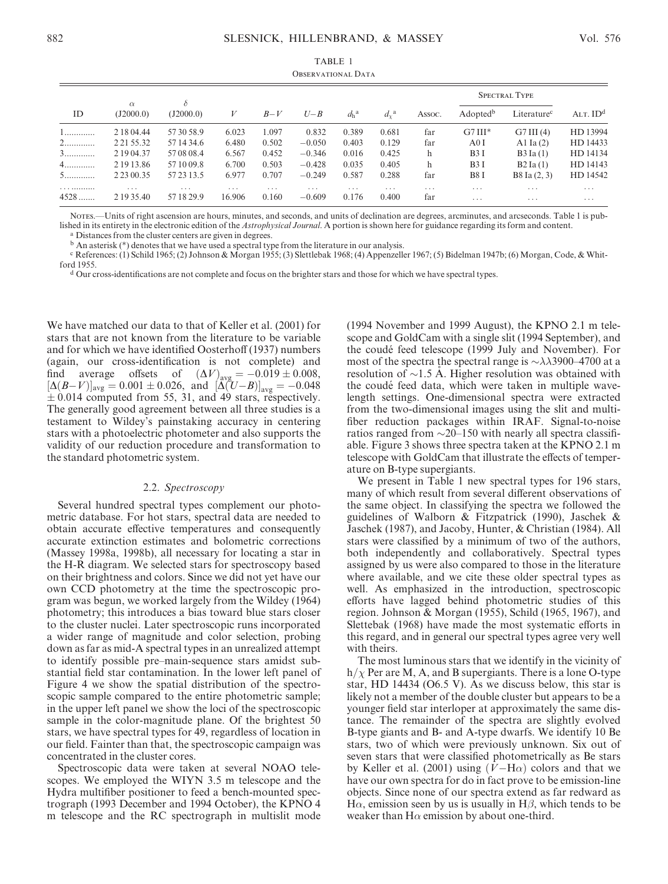TABLE 1

Observational Data

| ID | $\alpha$ (J2000.0) | $\delta$ (J2000.0) | $V$ | $B-V$ | $U-B$ | $d_h$ [a] | $d_\chi$ [a] | Assoc. | Spectral Type | | Alt. ID[d] |
|---|---|---|---|---|---|---|---|---|---|---|---|
| | | | | | | | | | Adopted[b] | Literature[c] | |
| 1 | 2 18 04.44 | 57 30 58.9 | 6.023 | 1.097 | 0.832 | 0.389 | 0.681 | far | G7 III* | G7 III (4) | HD 13994 |
| 2 | 2 21 55.32 | 57 14 34.6 | 6.480 | 0.502 | −0.050 | 0.403 | 0.129 | far | A0 I | A1 Ia (2) | HD 14433 |
| 3 | 2 19 04.37 | 57 08 08.4 | 6.567 | 0.452 | −0.346 | 0.016 | 0.425 | h | B3 I | B3 Ia (1) | HD 14134 |
| 4 | 2 19 13.86 | 57 10 09.8 | 6.700 | 0.503 | −0.428 | 0.035 | 0.405 | h | B3 I | B2 Ia (1) | HD 14143 |
| 5 | 2 23 00.35 | 57 23 13.5 | 6.977 | 0.707 | −0.249 | 0.587 | 0.288 | far | B8 I | B8 Ia (2, 3) | HD 14542 |
| ... | ... | ... | ... | ... | ... | ... | ... | ... | ... | ... | ... |
| 4528 | 2 19 35.40 | 57 18 29.9 | 16.906 | 0.160 | −0.609 | 0.176 | 0.400 | far | ... | ... | ... |

Notes.—Units of right ascension are hours, minutes, and seconds, and units of declination are degrees, arcminutes, and arcseconds. Table 1 is published in its entirety in the electronic edition of the *Astrophysical Journal*. A portion is shown here for guidance regarding its form and content.

[a] Distances from the cluster centers are given in degrees.

[b] An asterisk (*) denotes that we have used a spectral type from the literature in our analysis.

[c] References: (1) Schild 1965; (2) Johnson & Morgan 1955; (3) Slettlebak 1968; (4) Appenzeller 1967; (5) Bidelman 1947b; (6) Morgan, Code, & Whitford 1955.

[d] Our cross-identifications are not complete and focus on the brighter stars and those for which we have spectral types.

We have matched our data to that of Keller et al. (2001) for stars that are not known from the literature to be variable and for which we have identified Oosterhoff (1937) numbers (again, our cross-identification is not complete) and find average offsets of $(\Delta V)_{\rm avg} = -0.019 \pm 0.008$, $[\Delta(B-V)]_{\rm avg} = 0.001 \pm 0.026$, and $[\Delta(U-B)]_{\rm avg} = -0.048 \pm 0.014$ computed from 55, 31, and 49 stars, respectively. The generally good agreement between all three studies is a testament to Wildey's painstaking accuracy in centering stars with a photoelectric photometer and also supports the validity of our reduction procedure and transformation to the standard photometric system.

### 2.2. *Spectroscopy*

Several hundred spectral types complement our photometric database. For hot stars, spectral data are needed to obtain accurate effective temperatures and consequently accurate extinction estimates and bolometric corrections (Massey 1998a, 1998b), all necessary for locating a star in the H-R diagram. We selected stars for spectroscopy based on their brightness and colors. Since we did not yet have our own CCD photometry at the time the spectroscopic program was begun, we worked largely from the Wildey (1964) photometry; this introduces a bias toward blue stars closer to the cluster nuclei. Later spectroscopic runs incorporated a wider range of magnitude and color selection, probing down as far as mid-A spectral types in an unrealized attempt to identify possible pre–main-sequence stars amidst substantial field star contamination. In the lower left panel of Figure 4 we show the spatial distribution of the spectroscopic sample compared to the entire photometric sample; in the upper left panel we show the loci of the spectroscopic sample in the color-magnitude plane. Of the brightest 50 stars, we have spectral types for 49, regardless of location in our field. Fainter than that, the spectroscopic campaign was concentrated in the cluster cores.

Spectroscopic data were taken at several NOAO telescopes. We employed the WIYN 3.5 m telescope and the Hydra multifiber positioner to feed a bench-mounted spectrograph (1993 December and 1994 October), the KPNO 4 m telescope and the RC spectrograph in multislit mode (1994 November and 1999 August), the KPNO 2.1 m telescope and GoldCam with a single slit (1994 September), and the coudé feed telescope (1999 July and November). For most of the spectra the spectral range is $\sim\lambda\lambda3900$–4700 at a resolution of $\sim$1.5 Å. Higher resolution was obtained with the coudé feed data, which were taken in multiple wavelength settings. One-dimensional spectra were extracted from the two-dimensional images using the slit and multifiber reduction packages within IRAF. Signal-to-noise ratios ranged from $\sim$20–150 with nearly all spectra classifiable. Figure 3 shows three spectra taken at the KPNO 2.1 m telescope with GoldCam that illustrate the effects of temperature on B-type supergiants.

We present in Table 1 new spectral types for 196 stars, many of which result from several different observations of the same object. In classifying the spectra we followed the guidelines of Walborn & Fitzpatrick (1990), Jaschek & Jaschek (1987), and Jacoby, Hunter, & Christian (1984). All stars were classified by a minimum of two of the authors, both independently and collaboratively. Spectral types assigned by us were also compared to those in the literature where available, and we cite these older spectral types as well. As emphasized in the introduction, spectroscopic efforts have lagged behind photometric studies of this region. Johnson & Morgan (1955), Schild (1965, 1967), and Slettebak (1968) have made the most systematic efforts in this regard, and in general our spectral types agree very well with theirs.

The most luminous stars that we identify in the vicinity of $h/\chi$ Per are M, A, and B supergiants. There is a lone O-type star, HD 14434 (O6.5 V). As we discuss below, this star is likely not a member of the double cluster but appears to be a younger field star interloper at approximately the same distance. The remainder of the spectra are slightly evolved B-type giants and B- and A-type dwarfs. We identify 10 Be stars, two of which were previously unknown. Six out of seven stars that were classified photometrically as Be stars by Keller et al. (2001) using $(V-{\rm H}\alpha)$ colors and that we have our own spectra for do in fact prove to be emission-line objects. Since none of our spectra extend as far redward as H$\alpha$, emission seen by us is usually in H$\beta$, which tends to be weaker than H$\alpha$ emission by about one-third.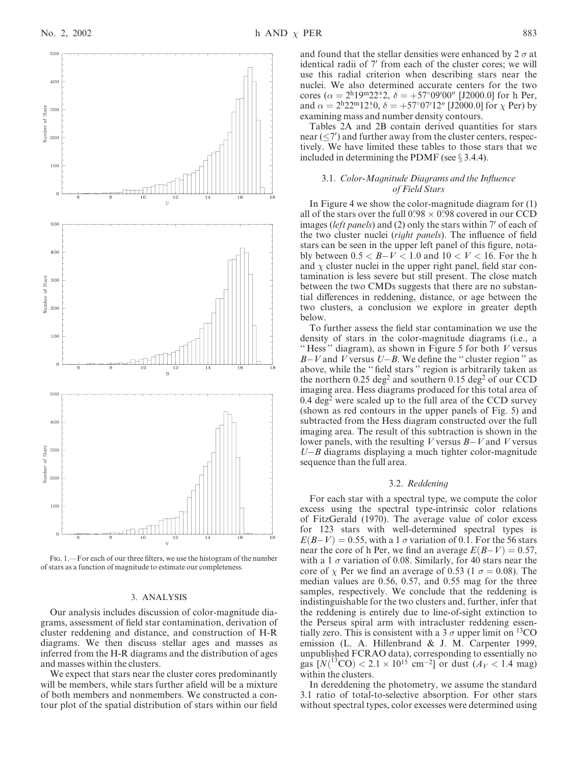FIG. 1.—For each of our three filters, we use the histogram of the number of stars as a function of magnitude to estimate our completeness.

## 3. ANALYSIS

Our analysis includes discussion of color-magnitude diagrams, assessment of field star contamination, derivation of cluster reddening and distance, and construction of H-R diagrams. We then discuss stellar ages and masses as inferred from the H-R diagrams and the distribution of ages and masses within the clusters.

We expect that stars near the cluster cores predominantly will be members, while stars further afield will be a mixture of both members and nonmembers. We constructed a contour plot of the spatial distribution of stars within our field and found that the stellar densities were enhanced by 2 $\sigma$ at identical radii of $7'$ from each of the cluster cores; we will use this radial criterion when describing stars near the nuclei. We also determined accurate centers for the two cores ($\alpha = 2^{\rm h}19^{\rm m}22\overset{\rm s}{.}2$, $\delta = +57°09'00''$ [J2000.0] for h Per, and $\alpha = 2^{\rm h}22^{\rm m}12\overset{\rm s}{.}0$, $\delta = +57°07'12''$ [J2000.0] for $\chi$ Per) by examining mass and number density contours.

Tables 2A and 2B contain derived quantities for stars near ($\leq 7'$) and further away from the cluster centers, respectively. We have limited these tables to those stars that we included in determining the PDMF (see § 3.4.4).

### 3.1. *Color-Magnitude Diagrams and the Influence of Field Stars*

In Figure 4 we show the color-magnitude diagram for (1) all of the stars over the full $0\overset{\circ}{.}98 \times 0\overset{\circ}{.}98$ covered in our CCD images (*left panels*) and (2) only the stars within $7'$ of each of the two cluster nuclei (*right panels*). The influence of field stars can be seen in the upper left panel of this figure, notably between $0.5 < B-V < 1.0$ and $10 < V < 16$. For the h and $\chi$ cluster nuclei in the upper right panel, field star contamination is less severe but still present. The close match between the two CMDs suggests that there are no substantial differences in reddening, distance, or age between the two clusters, a conclusion we explore in greater depth below.

To further assess the field star contamination we use the density of stars in the color-magnitude diagrams (i.e., a " Hess " diagram), as shown in Figure 5 for both $V$ versus $B-V$ and $V$ versus $U-B$. We define the " cluster region " as above, while the " field stars " region is arbitrarily taken as the northern 0.25 deg$^2$ and southern 0.15 deg$^2$ of our CCD imaging area. Hess diagrams produced for this total area of 0.4 deg$^2$ were scaled up to the full area of the CCD survey (shown as red contours in the upper panels of Fig. 5) and subtracted from the Hess diagram constructed over the full imaging area. The result of this subtraction is shown in the lower panels, with the resulting $V$ versus $B-V$ and $V$ versus $U-B$ diagrams displaying a much tighter color-magnitude sequence than the full area.

### 3.2. *Reddening*

For each star with a spectral type, we compute the color excess using the spectral type-intrinsic color relations of FitzGerald (1970). The average value of color excess for 123 stars with well-determined spectral types is $E(B-V) = 0.55$, with a 1 $\sigma$ variation of 0.1. For the 56 stars near the core of h Per, we find an average $E(B-V) = 0.57$, with a 1 $\sigma$ variation of 0.08. Similarly, for 40 stars near the core of $\chi$ Per we find an average of 0.53 (1 $\sigma = 0.08$). The median values are 0.56, 0.57, and 0.55 mag for the three samples, respectively. We conclude that the reddening is indistinguishable for the two clusters and, further, infer that the reddening is entirely due to line-of-sight extinction to the Perseus spiral arm with intracluster reddening essentially zero. This is consistent with a 3 $\sigma$ upper limit on $^{13}$CO emission (L. A. Hillenbrand & J. M. Carpenter 1999, unpublished FCRAO data), corresponding to essentially no gas [$N(^{13}{\rm CO}) < 2.1 \times 10^{15}$ cm$^{-2}$] or dust ($A_V < 1.4$ mag) within the clusters.

In dereddening the photometry, we assume the standard 3.1 ratio of total-to-selective absorption. For other stars without spectral types, color excesses were determined using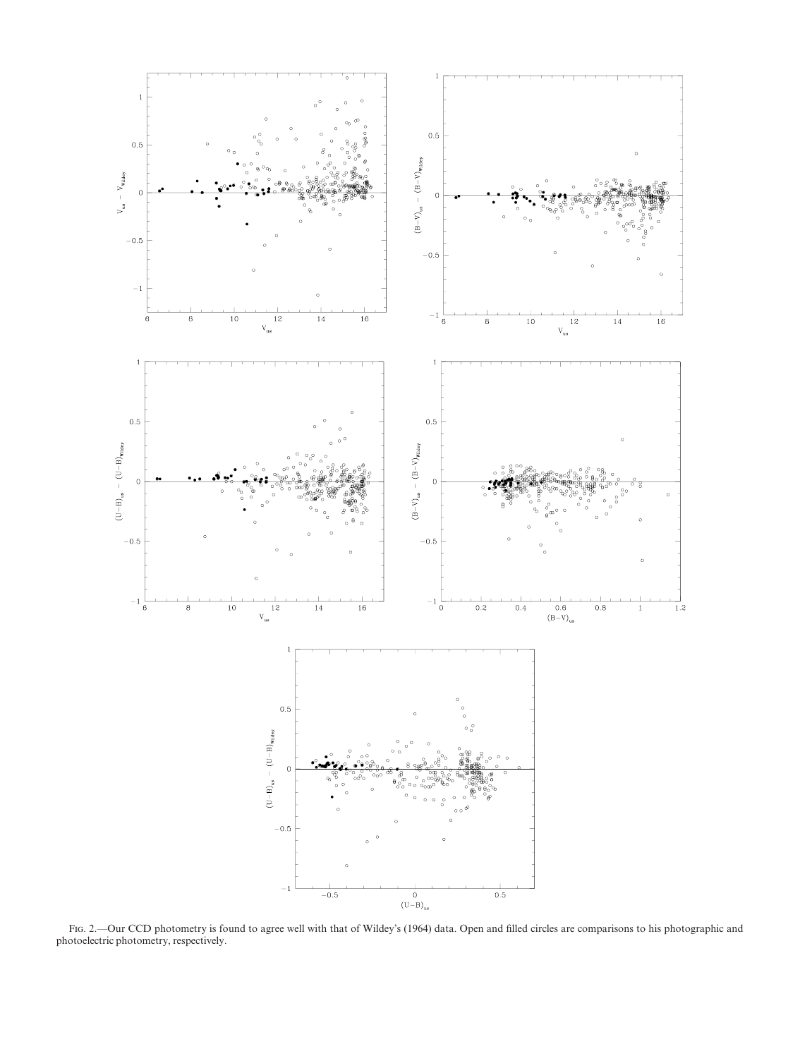FIG. 2.—Our CCD photometry is found to agree well with that of Wildey's (1964) data. Open and filled circles are comparisons to his photographic and photoelectric photometry, respectively.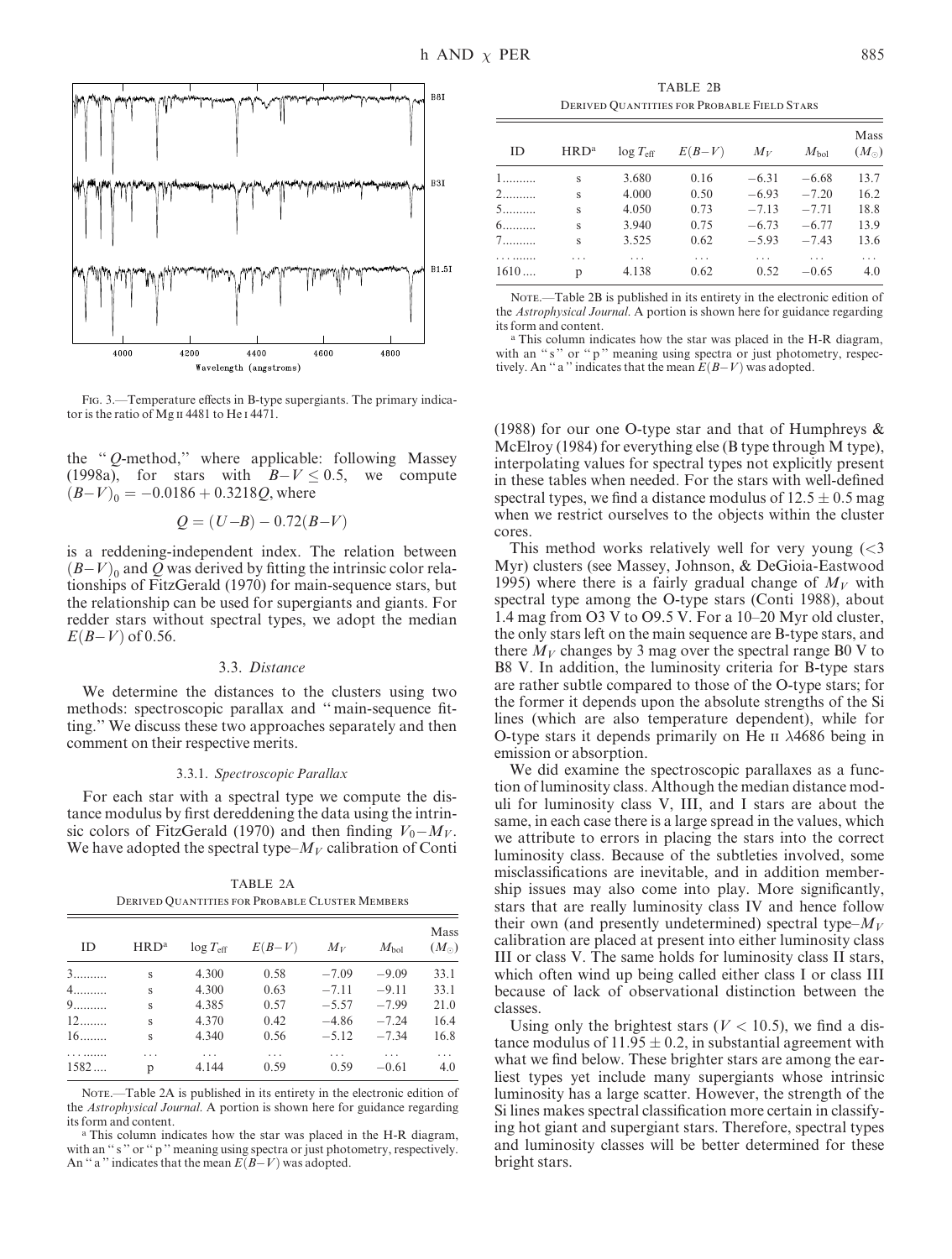FIG. 3.—Temperature effects in B-type supergiants. The primary indicator is the ratio of Mg II 4481 to He I 4471.

the "*Q*-method," where applicable: following Massey (1998a), for stars with $B-V \leq 0.5$, we compute $(B-V)_0 = -0.0186 + 0.3218Q$, where

$$Q = (U-B) - 0.72(B-V)$$

is a reddening-independent index. The relation between $(B-V)_0$ and $Q$ was derived by fitting the intrinsic color relationships of FitzGerald (1970) for main-sequence stars, but the relationship can be used for supergiants and giants. For redder stars without spectral types, we adopt the median $E(B-V)$ of 0.56.

### 3.3. *Distance*

We determine the distances to the clusters using two methods: spectroscopic parallax and "main-sequence fitting." We discuss these two approaches separately and then comment on their respective merits.

#### 3.3.1. *Spectroscopic Parallax*

For each star with a spectral type we compute the distance modulus by first dereddening the data using the intrinsic colors of FitzGerald (1970) and then finding $V_0 - M_V$. We have adopted the spectral type–$M_V$ calibration of Conti (1988) for our one O-type star and that of Humphreys & McElroy (1984) for everything else (B type through M type), interpolating values for spectral types not explicitly present in these tables when needed. For the stars with well-defined spectral types, we find a distance modulus of $12.5 \pm 0.5$ mag when we restrict ourselves to the objects within the cluster cores.

This method works relatively well for very young (<3 Myr) clusters (see Massey, Johnson, & DeGioia-Eastwood 1995) where there is a fairly gradual change of $M_V$ with spectral type among the O-type stars (Conti 1988), about 1.4 mag from O3 V to O9.5 V. For a 10–20 Myr old cluster, the only stars left on the main sequence are B-type stars, and there $M_V$ changes by 3 mag over the spectral range B0 V to B8 V. In addition, the luminosity criteria for B-type stars are rather subtle compared to those of the O-type stars; for the former it depends upon the absolute strengths of the Si lines (which are also temperature dependent), while for O-type stars it depends primarily on He II λ4686 being in emission or absorption.

We did examine the spectroscopic parallaxes as a function of luminosity class. Although the median distance moduli for luminosity class V, III, and I stars are about the same, in each case there is a large spread in the values, which we attribute to errors in placing the stars into the correct luminosity class. Because of the subtleties involved, some misclassifications are inevitable, and in addition membership issues may also come into play. More significantly, stars that are really luminosity class IV and hence follow their own (and presently undetermined) spectral type–$M_V$ calibration are placed at present into either luminosity class III or class V. The same holds for luminosity class II stars, which often wind up being called either class I or class III because of lack of observational distinction between the classes.

Using only the brightest stars ($V < 10.5$), we find a distance modulus of $11.95 \pm 0.2$, in substantial agreement with what we find below. These brighter stars are among the earliest types yet include many supergiants whose intrinsic luminosity has a large scatter. However, the strength of the Si lines makes spectral classification more certain in classifying hot giant and supergiant stars. Therefore, spectral types and luminosity classes will be better determined for these bright stars.

TABLE 2A
DERIVED QUANTITIES FOR PROBABLE CLUSTER MEMBERS

| ID | HRD[a] | $\log T_{\rm eff}$ | $E(B-V)$ | $M_V$ | $M_{\rm bol}$ | Mass ($M_\odot$) |
|---|---|---|---|---|---|---|
| 3.......... | s | 4.300 | 0.58 | −7.09 | −9.09 | 33.1 |
| 4.......... | s | 4.300 | 0.63 | −7.11 | −9.11 | 33.1 |
| 9.......... | s | 4.385 | 0.57 | −5.57 | −7.99 | 21.0 |
| 12........ | s | 4.370 | 0.42 | −4.86 | −7.24 | 16.4 |
| 16........ | s | 4.340 | 0.56 | −5.12 | −7.34 | 16.8 |
| ... ....... | ... | ... | ... | ... | ... | ... |
| 1582 .... | p | 4.144 | 0.59 | 0.59 | −0.61 | 4.0 |

NOTE.—Table 2A is published in its entirety in the electronic edition of the *Astrophysical Journal*. A portion is shown here for guidance regarding its form and content.

[a] This column indicates how the star was placed in the H-R diagram, with an "s" or "p" meaning using spectra or just photometry, respectively. An "a" indicates that the mean $E(B-V)$ was adopted.

TABLE 2B
DERIVED QUANTITIES FOR PROBABLE FIELD STARS

| ID | HRD[a] | $\log T_{\rm eff}$ | $E(B-V)$ | $M_V$ | $M_{\rm bol}$ | Mass ($M_\odot$) |
|---|---|---|---|---|---|---|
| 1.......... | s | 3.680 | 0.16 | −6.31 | −6.68 | 13.7 |
| 2.......... | s | 4.000 | 0.50 | −6.93 | −7.20 | 16.2 |
| 5.......... | s | 4.050 | 0.73 | −7.13 | −7.71 | 18.8 |
| 6.......... | s | 3.940 | 0.75 | −6.73 | −6.77 | 13.9 |
| 7.......... | s | 3.525 | 0.62 | −5.93 | −7.43 | 13.6 |
| ... ....... | ... | ... | ... | ... | ... | ... |
| 1610 .... | p | 4.138 | 0.62 | 0.52 | −0.65 | 4.0 |

NOTE.—Table 2B is published in its entirety in the electronic edition of the *Astrophysical Journal*. A portion is shown here for guidance regarding its form and content.

[a] This column indicates how the star was placed in the H-R diagram, with an "s" or "p" meaning using spectra or just photometry, respectively. An "a" indicates that the mean $E(B-V)$ was adopted.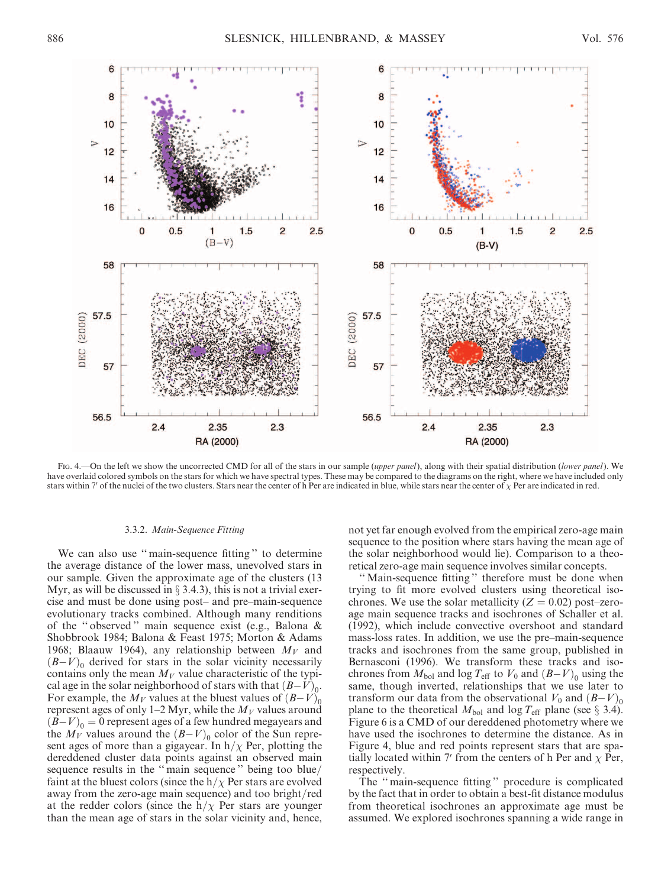Fig. 4.—On the left we show the uncorrected CMD for all of the stars in our sample (*upper panel*), along with their spatial distribution (*lower panel*). We have overlaid colored symbols on the stars for which we have spectral types. These may be compared to the diagrams on the right, where we have included only stars within 7′ of the nuclei of the two clusters. Stars near the center of h Per are indicated in blue, while stars near the center of $\chi$ Per are indicated in red.

### 3.3.2. *Main-Sequence Fitting*

We can also use "main-sequence fitting" to determine the average distance of the lower mass, unevolved stars in our sample. Given the approximate age of the clusters (13 Myr, as will be discussed in § 3.4.3), this is not a trivial exercise and must be done using post– and pre–main-sequence evolutionary tracks combined. Although many renditions of the "observed" main sequence exist (e.g., Balona & Shobbrook 1984; Balona & Feast 1975; Morton & Adams 1968; Blaauw 1964), any relationship between $M_V$ and $(B-V)_0$ derived for stars in the solar vicinity necessarily contains only the mean $M_V$ value characteristic of the typical age in the solar neighborhood of stars with that $(B-V)_0$. For example, the $M_V$ values at the bluest values of $(B-V)_0$ represent ages of only 1–2 Myr, while the $M_V$ values around $(B-V)_0 = 0$ represent ages of a few hundred megayears and the $M_V$ values around the $(B-V)_0$ color of the Sun represent ages of more than a gigayear. In h/$\chi$ Per, plotting the dereddened cluster data points against an observed main sequence results in the "main sequence" being too blue/faint at the bluest colors (since the h/$\chi$ Per stars are evolved away from the zero-age main sequence) and too bright/red at the redder colors (since the h/$\chi$ Per stars are younger than the mean age of stars in the solar vicinity and, hence, not yet far enough evolved from the empirical zero-age main sequence to the position where stars having the mean age of the solar neighborhood would lie). Comparison to a theoretical zero-age main sequence involves similar concepts.

"Main-sequence fitting" therefore must be done when trying to fit more evolved clusters using theoretical isochrones. We use the solar metallicity ($Z = 0.02$) post–zero-age main sequence tracks and isochrones of Schaller et al. (1992), which include convective overshoot and standard mass-loss rates. In addition, we use the pre–main-sequence tracks and isochrones from the same group, published in Bernasconi (1996). We transform these tracks and isochrones from $M_{\rm bol}$ and $\log T_{\rm eff}$ to $V_0$ and $(B-V)_0$ using the same, though inverted, relationships that we use later to transform our data from the observational $V_0$ and $(B-V)_0$ plane to the theoretical $M_{\rm bol}$ and $\log T_{\rm eff}$ plane (see § 3.4). Figure 6 is a CMD of our dereddened photometry where we have used the isochrones to determine the distance. As in Figure 4, blue and red points represent stars that are spatially located within 7′ from the centers of h Per and $\chi$ Per, respectively.

The "main-sequence fitting" procedure is complicated by the fact that in order to obtain a best-fit distance modulus from theoretical isochrones an approximate age must be assumed. We explored isochrones spanning a wide range in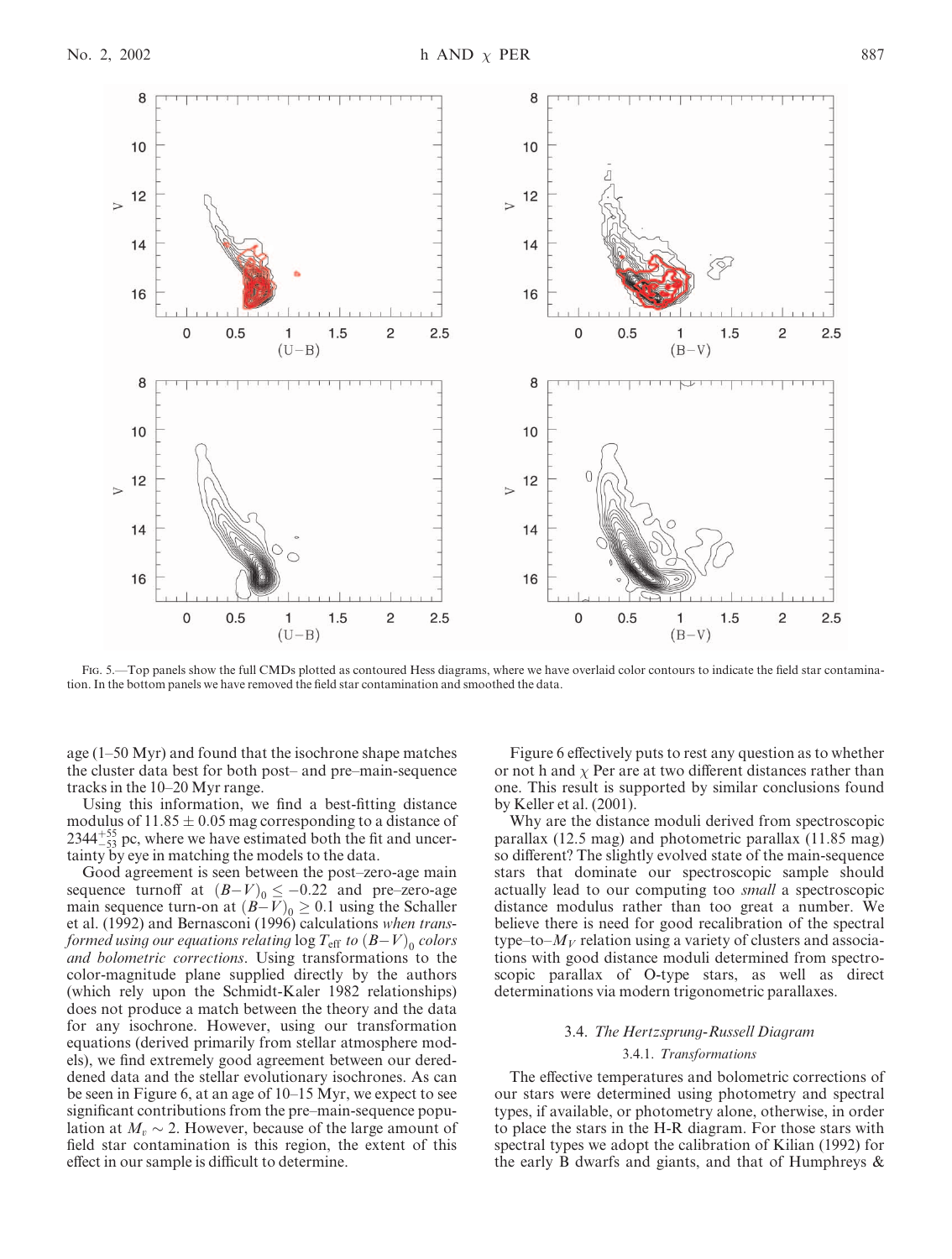Fig. 5.—Top panels show the full CMDs plotted as contoured Hess diagrams, where we have overlaid color contours to indicate the field star contamination. In the bottom panels we have removed the field star contamination and smoothed the data.

age (1–50 Myr) and found that the isochrone shape matches the cluster data best for both post– and pre–main-sequence tracks in the 10–20 Myr range.

Using this information, we find a best-fitting distance modulus of $11.85 \pm 0.05$ mag corresponding to a distance of $2344^{+55}_{-53}$ pc, where we have estimated both the fit and uncertainty by eye in matching the models to the data.

Good agreement is seen between the post–zero-age main sequence turnoff at $(B-V)_0 \leq -0.22$ and pre–zero-age main sequence turn-on at $(B-V)_0 \geq 0.1$ using the Schaller et al. (1992) and Bernasconi (1996) calculations *when transformed using our equations relating* $\log T_{\rm eff}$ *to* $(B-V)_0$ *colors and bolometric corrections*. Using transformations to the color-magnitude plane supplied directly by the authors (which rely upon the Schmidt-Kaler 1982 relationships) does not produce a match between the theory and the data for any isochrone. However, using our transformation equations (derived primarily from stellar atmosphere models), we find extremely good agreement between our dereddened data and the stellar evolutionary isochrones. As can be seen in Figure 6, at an age of 10–15 Myr, we expect to see significant contributions from the pre–main-sequence population at $M_v \sim 2$. However, because of the large amount of field star contamination is this region, the extent of this effect in our sample is difficult to determine.

Figure 6 effectively puts to rest any question as to whether or not h and $\chi$ Per are at two different distances rather than one. This result is supported by similar conclusions found by Keller et al. (2001).

Why are the distance moduli derived from spectroscopic parallax (12.5 mag) and photometric parallax (11.85 mag) so different? The slightly evolved state of the main-sequence stars that dominate our spectroscopic sample should actually lead to our computing too *small* a spectroscopic distance modulus rather than too great a number. We believe there is need for good recalibration of the spectral type–to–$M_V$ relation using a variety of clusters and associations with good distance moduli determined from spectroscopic parallax of O-type stars, as well as direct determinations via modern trigonometric parallaxes.

### 3.4. *The Hertzsprung-Russell Diagram*

#### 3.4.1. *Transformations*

The effective temperatures and bolometric corrections of our stars were determined using photometry and spectral types, if available, or photometry alone, otherwise, in order to place the stars in the H-R diagram. For those stars with spectral types we adopt the calibration of Kilian (1992) for the early B dwarfs and giants, and that of Humphreys &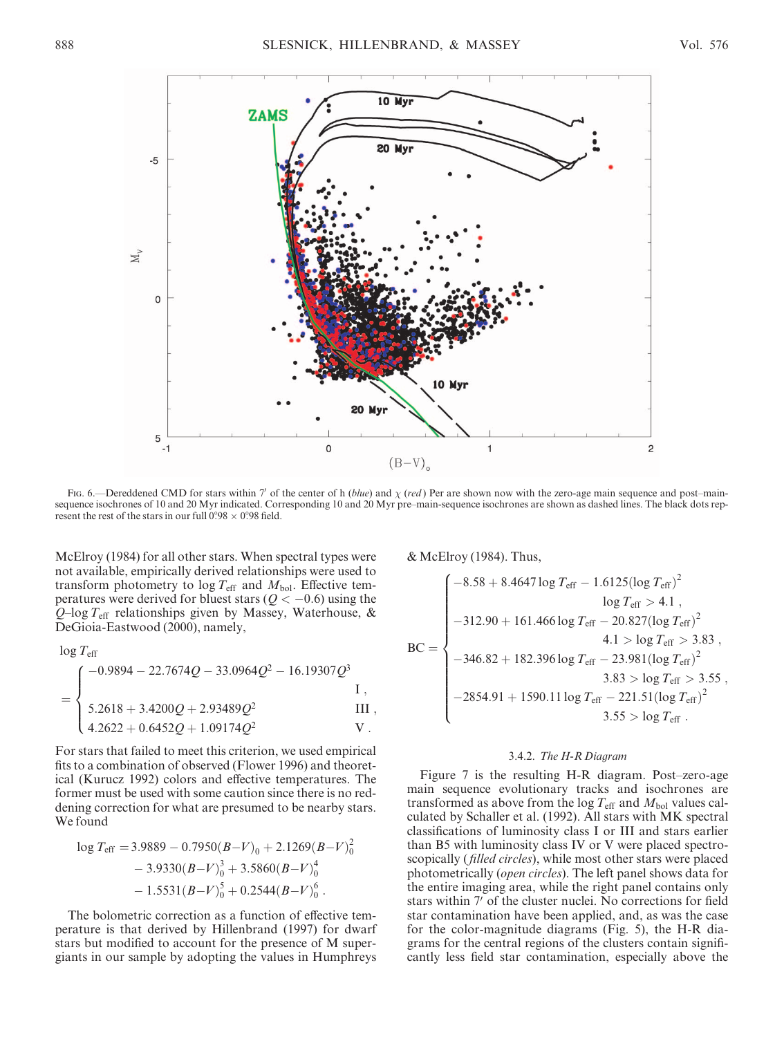Fig. 6.—Dereddened CMD for stars within 7′ of the center of h (*blue*) and χ (*red*) Per are shown now with the zero-age main sequence and post–main-sequence isochrones of 10 and 20 Myr indicated. Corresponding 10 and 20 Myr pre–main-sequence isochrones are shown as dashed lines. The black dots represent the rest of the stars in our full 0°.98 × 0°.98 field.

McElroy (1984) for all other stars. When spectral types were not available, empirically derived relationships were used to transform photometry to $\log T_{\rm eff}$ and $M_{\rm bol}$. Effective temperatures were derived for bluest stars ($Q < -0.6$) using the $Q$–$\log T_{\rm eff}$ relationships given by Massey, Waterhouse, & DeGioia-Eastwood (2000), namely,

$$\log T_{\rm eff} = \begin{cases} -0.9894 - 22.7674Q - 33.0964Q^2 - 16.19307Q^3 & \text{I} , \\ 5.2618 + 3.4200Q + 2.93489Q^2 & \text{III} , \\ 4.2622 + 0.6452Q + 1.09174Q^2 & \text{V} . \end{cases}$$

For stars that failed to meet this criterion, we used empirical fits to a combination of observed (Flower 1996) and theoretical (Kurucz 1992) colors and effective temperatures. The former must be used with some caution since there is no reddening correction for what are presumed to be nearby stars. We found

$$\log T_{\rm eff} = 3.9889 - 0.7950(B-V)_0 + 2.1269(B-V)_0^2 - 3.9330(B-V)_0^3 + 3.5860(B-V)_0^4 - 1.5531(B-V)_0^5 + 0.2544(B-V)_0^6 .$$

The bolometric correction as a function of effective temperature is that derived by Hillenbrand (1997) for dwarf stars but modified to account for the presence of M supergiants in our sample by adopting the values in Humphreys & McElroy (1984). Thus,

$$\mathrm{BC} = \begin{cases} -8.58 + 8.4647 \log T_{\rm eff} - 1.6125(\log T_{\rm eff})^2 & \log T_{\rm eff} > 4.1 , \\ -312.90 + 161.466 \log T_{\rm eff} - 20.827(\log T_{\rm eff})^2 & 4.1 > \log T_{\rm eff} > 3.83 , \\ -346.82 + 182.396 \log T_{\rm eff} - 23.981(\log T_{\rm eff})^2 & 3.83 > \log T_{\rm eff} > 3.55 , \\ -2854.91 + 1590.11 \log T_{\rm eff} - 221.51(\log T_{\rm eff})^2 & 3.55 > \log T_{\rm eff} . \end{cases}$$

### 3.4.2. *The H-R Diagram*

Figure 7 is the resulting H-R diagram. Post–zero-age main sequence evolutionary tracks and isochrones are transformed as above from the $\log T_{\rm eff}$ and $M_{\rm bol}$ values calculated by Schaller et al. (1992). All stars with MK spectral classifications of luminosity class I or III and stars earlier than B5 with luminosity class IV or V were placed spectroscopically (*filled circles*), while most other stars were placed photometrically (*open circles*). The left panel shows data for the entire imaging area, while the right panel contains only stars within 7′ of the cluster nuclei. No corrections for field star contamination have been applied, and, as was the case for the color-magnitude diagrams (Fig. 5), the H-R diagrams for the central regions of the clusters contain significantly less field star contamination, especially above the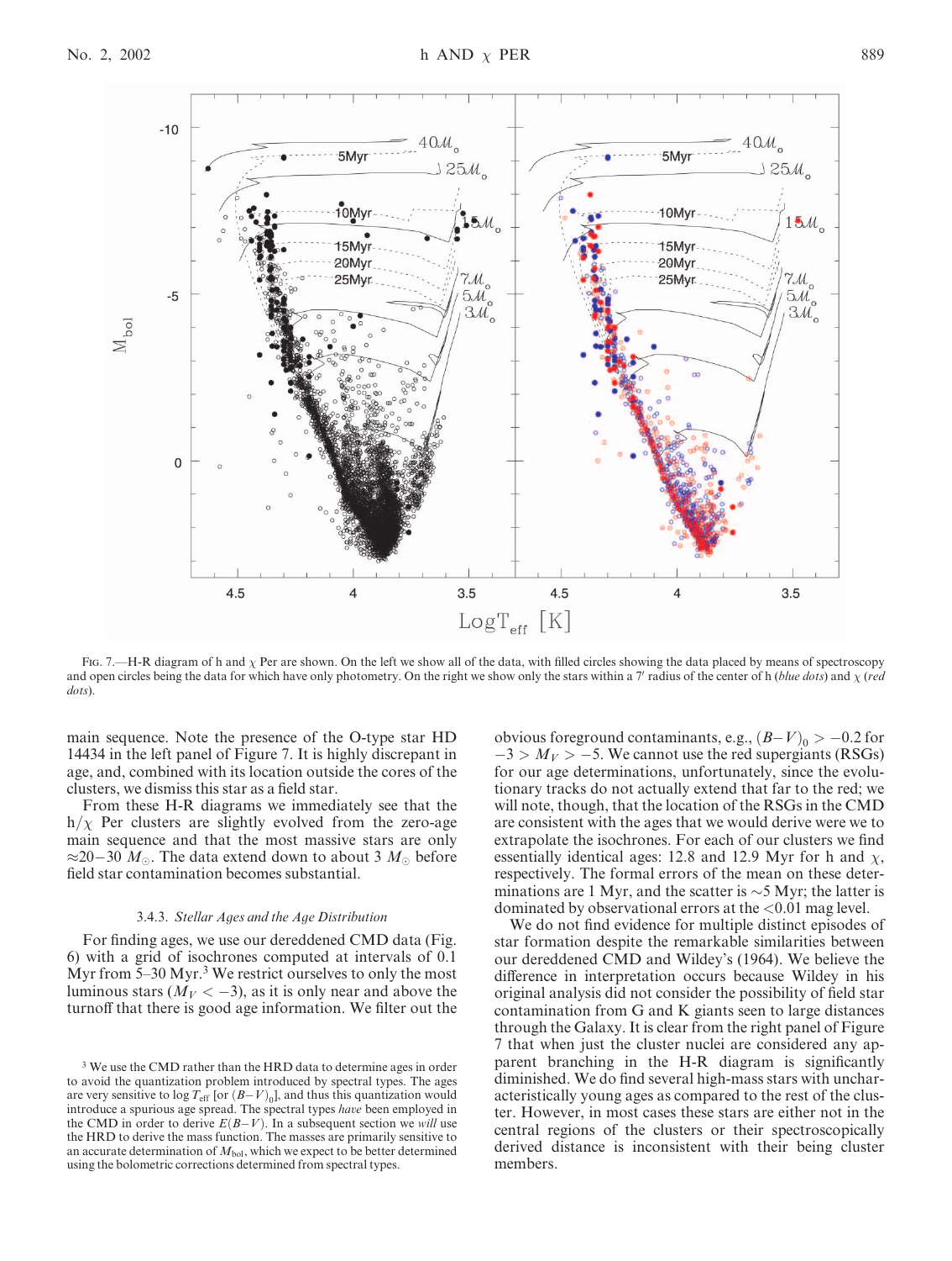FIG. 7.—H-R diagram of h and $\chi$ Per are shown. On the left we show all of the data, with filled circles showing the data placed by means of spectroscopy and open circles being the data for which have only photometry. On the right we show only the stars within a 7′ radius of the center of h (*blue dots*) and $\chi$ (*red dots*).

main sequence. Note the presence of the O-type star HD 14434 in the left panel of Figure 7. It is highly discrepant in age, and, combined with its location outside the cores of the clusters, we dismiss this star as a field star.

From these H-R diagrams we immediately see that the h/$\chi$ Per clusters are slightly evolved from the zero-age main sequence and that the most massive stars are only $\approx$20–30 $M_{\odot}$. The data extend down to about 3 $M_{\odot}$ before field star contamination becomes substantial.

### 3.4.3. *Stellar Ages and the Age Distribution*

For finding ages, we use our dereddened CMD data (Fig. 6) with a grid of isochrones computed at intervals of 0.1 Myr from 5–30 Myr.[3] We restrict ourselves to only the most luminous stars ($M_V < -3$), as it is only near and above the turnoff that there is good age information. We filter out the obvious foreground contaminants, e.g., $(B-V)_0 > -0.2$ for $-3 > M_V > -5$. We cannot use the red supergiants (RSGs) for our age determinations, unfortunately, since the evolutionary tracks do not actually extend that far to the red; we will note, though, that the location of the RSGs in the CMD are consistent with the ages that we would derive were we to extrapolate the isochrones. For each of our clusters we find essentially identical ages: 12.8 and 12.9 Myr for h and $\chi$, respectively. The formal errors of the mean on these determinations are 1 Myr, and the scatter is $\sim$5 Myr; the latter is dominated by observational errors at the <0.01 mag level.

We do not find evidence for multiple distinct episodes of star formation despite the remarkable similarities between our dereddened CMD and Wildey's (1964). We believe the difference in interpretation occurs because Wildey in his original analysis did not consider the possibility of field star contamination from G and K giants seen to large distances through the Galaxy. It is clear from the right panel of Figure 7 that when just the cluster nuclei are considered any apparent branching in the H-R diagram is significantly diminished. We do find several high-mass stars with uncharacteristically young ages as compared to the rest of the cluster. However, in most cases these stars are either not in the central regions of the clusters or their spectroscopically derived distance is inconsistent with their being cluster members.

[3] We use the CMD rather than the HRD data to determine ages in order to avoid the quantization problem introduced by spectral types. The ages are very sensitive to $\log T_{\rm eff}$ [or $(B-V)_0$], and thus this quantization would introduce a spurious age spread. The spectral types *have* been employed in the CMD in order to derive $E(B-V)$. In a subsequent section we *will* use the HRD to derive the mass function. The masses are primarily sensitive to an accurate determination of $M_{\rm bol}$, which we expect to be better determined using the bolometric corrections determined from spectral types.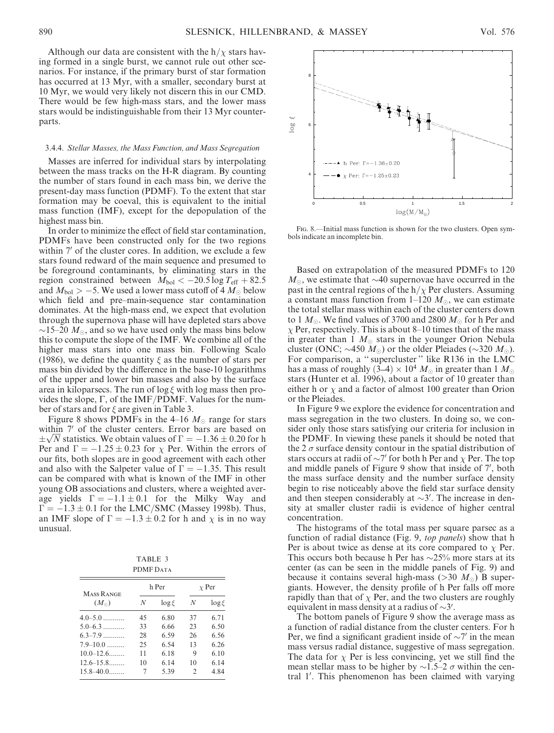Although our data are consistent with the h/$\chi$ stars having formed in a single burst, we cannot rule out other scenarios. For instance, if the primary burst of star formation has occurred at 13 Myr, with a smaller, secondary burst at 10 Myr, we would very likely not discern this in our CMD. There would be few high-mass stars, and the lower mass stars would be indistinguishable from their 13 Myr counterparts.

#### 3.4.4. *Stellar Masses, the Mass Function, and Mass Segregation*

Masses are inferred for individual stars by interpolating between the mass tracks on the H-R diagram. By counting the number of stars found in each mass bin, we derive the present-day mass function (PDMF). To the extent that star formation may be coeval, this is equivalent to the initial mass function (IMF), except for the depopulation of the highest mass bin.

In order to minimize the effect of field star contamination, PDMFs have been constructed only for the two regions within 7′ of the cluster cores. In addition, we exclude a few stars found redward of the main sequence and presumed to be foreground contaminants, by eliminating stars in the region constrained between $M_{\rm bol} < -20.5 \log T_{\rm eff} + 82.5$ and $M_{\rm bol} > -5$. We used a lower mass cutoff of 4 $M_\odot$ below which field and pre–main-sequence star contamination dominates. At the high-mass end, we expect that evolution through the supernova phase will have depleted stars above $\sim$15–20 $M_\odot$, and so we have used only the mass bins below this to compute the slope of the IMF. We combine all of the higher mass stars into one mass bin. Following Scalo (1986), we define the quantity $\xi$ as the number of stars per mass bin divided by the difference in the base-10 logarithms of the upper and lower bin masses and also by the surface area in kiloparsecs. The run of $\log \xi$ with log mass then provides the slope, $\Gamma$, of the IMF/PDMF. Values for the number of stars and for $\xi$ are given in Table 3.

Figure 8 shows PDMFs in the 4–16 $M_\odot$ range for stars within 7′ of the cluster centers. Error bars are based on $\pm\sqrt{N}$ statistics. We obtain values of $\Gamma = -1.36 \pm 0.20$ for h Per and $\Gamma = -1.25 \pm 0.23$ for $\chi$ Per. Within the errors of our fits, both slopes are in good agreement with each other and also with the Salpeter value of $\Gamma = -1.35$. This result can be compared with what is known of the IMF in other young OB associations and clusters, where a weighted average yields $\Gamma = -1.1 \pm 0.1$ for the Milky Way and $\Gamma = -1.3 \pm 0.1$ for the LMC/SMC (Massey 1998b). Thus, an IMF slope of $\Gamma = -1.3 \pm 0.2$ for h and $\chi$ is in no way unusual.

TABLE 3

PDMF Data

| Mass Range ($M_\odot$) | h Per $N$ | h Per $\log \xi$ | $\chi$ Per $N$ | $\chi$ Per $\log \xi$ |
|---|---|---|---|---|
| 4.0–5.0 ........... | 45 | 6.80 | 37 | 6.71 |
| 5.0–6.3 ........... | 33 | 6.66 | 23 | 6.50 |
| 6.3–7.9 ........... | 28 | 6.59 | 26 | 6.56 |
| 7.9–10.0 ......... | 25 | 6.54 | 13 | 6.26 |
| 10.0–12.6........ | 11 | 6.18 | 9 | 6.10 |
| 12.6–15.8........ | 10 | 6.14 | 10 | 6.14 |
| 15.8–40.0........ | 7 | 5.39 | 2 | 4.84 |

Fig. 8.—Initial mass function is shown for the two clusters. Open symbols indicate an incomplete bin.

Based on extrapolation of the measured PDMFs to 120 $M_\odot$, we estimate that $\sim$40 supernovae have occurred in the past in the central regions of the h/$\chi$ Per clusters. Assuming a constant mass function from 1–120 $M_\odot$, we can estimate the total stellar mass within each of the cluster centers down to 1 $M_\odot$. We find values of 3700 and 2800 $M_\odot$ for h Per and $\chi$ Per, respectively. This is about 8–10 times that of the mass in greater than 1 $M_\odot$ stars in the younger Orion Nebula cluster (ONC; $\sim$450 $M_\odot$) or the older Pleiades ($\sim$320 $M_\odot$). For comparison, a "supercluster" like R136 in the LMC has a mass of roughly $(3–4) \times 10^4$ $M_\odot$ in greater than 1 $M_\odot$ stars (Hunter et al. 1996), about a factor of 10 greater than either h or $\chi$ and a factor of almost 100 greater than Orion or the Pleiades.

In Figure 9 we explore the evidence for concentration and mass segregation in the two clusters. In doing so, we consider only those stars satisfying our criteria for inclusion in the PDMF. In viewing these panels it should be noted that the 2 $\sigma$ surface density contour in the spatial distribution of stars occurs at radii of $\sim$7′ for both h Per and $\chi$ Per. The top and middle panels of Figure 9 show that inside of 7′, both the mass surface density and the number surface density begin to rise noticeably above the field star surface density and then steepen considerably at $\sim$3′. The increase in density at smaller cluster radii is evidence of higher central concentration.

The histograms of the total mass per square parsec as a function of radial distance (Fig. 9, *top panels*) show that h Per is about twice as dense at its core compared to $\chi$ Per. This occurs both because h Per has $\sim$25% more stars at its center (as can be seen in the middle panels of Fig. 9) and because it contains several high-mass (>30 $M_\odot$) B supergiants. However, the density profile of h Per falls off more rapidly than that of $\chi$ Per, and the two clusters are roughly equivalent in mass density at a radius of $\sim$3′.

The bottom panels of Figure 9 show the average mass as a function of radial distance from the cluster centers. For h Per, we find a significant gradient inside of $\sim$7′ in the mean mass versus radial distance, suggestive of mass segregation. The data for $\chi$ Per is less convincing, yet we still find the mean stellar mass to be higher by $\sim$1.5–2 $\sigma$ within the central 1′. This phenomenon has been claimed with varying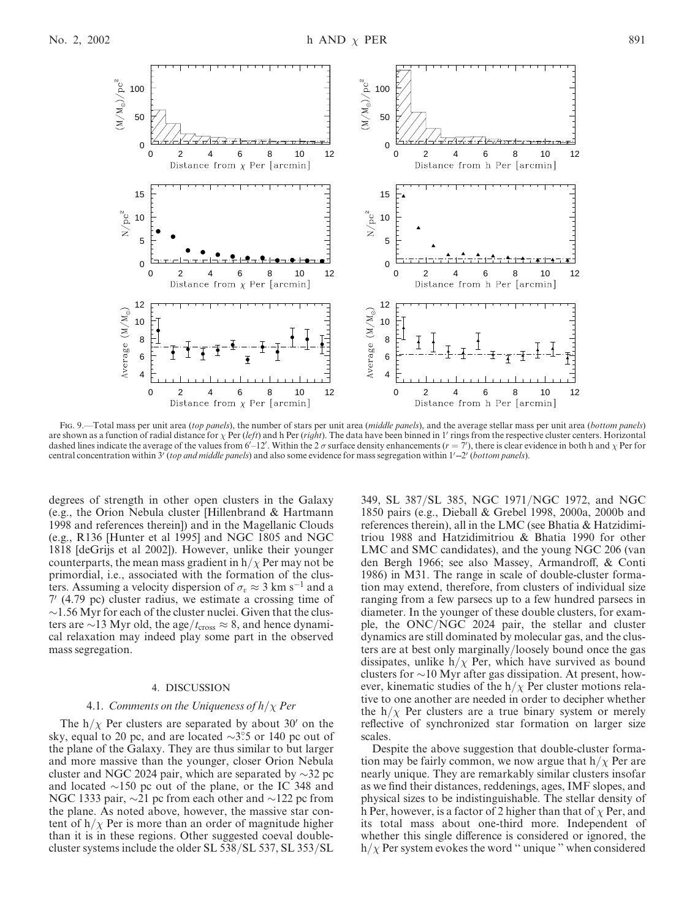Fig. 9.—Total mass per unit area (*top panels*), the number of stars per unit area (*middle panels*), and the average stellar mass per unit area (*bottom panels*) are shown as a function of radial distance for $\chi$ Per (*left*) and h Per (*right*). The data have been binned in 1′ rings from the respective cluster centers. Horizontal dashed lines indicate the average of the values from 6′–12′. Within the 2 $\sigma$ surface density enhancements ($r = 7'$), there is clear evidence in both h and $\chi$ Per for central concentration within 3′ (*top and middle panels*) and also some evidence for mass segregation within 1′–2′ (*bottom panels*).

degrees of strength in other open clusters in the Galaxy (e.g., the Orion Nebula cluster [Hillenbrand & Hartmann 1998 and references therein]) and in the Magellanic Clouds (e.g., R136 [Hunter et al 1995] and NGC 1805 and NGC 1818 [deGrijs et al 2002]). However, unlike their younger counterparts, the mean mass gradient in h/$\chi$ Per may not be primordial, i.e., associated with the formation of the clusters. Assuming a velocity dispersion of $\sigma_v \approx 3$ km s$^{-1}$ and a 7′ (4.79 pc) cluster radius, we estimate a crossing time of ~1.56 Myr for each of the cluster nuclei. Given that the clusters are ~13 Myr old, the age/$t_{\rm cross} \approx 8$, and hence dynamical relaxation may indeed play some part in the observed mass segregation.

## 4. DISCUSSION

### 4.1. *Comments on the Uniqueness of h/$\chi$ Per*

The h/$\chi$ Per clusters are separated by about 30′ on the sky, equal to 20 pc, and are located ~3°.5 or 140 pc out of the plane of the Galaxy. They are thus similar to but larger and more massive than the younger, closer Orion Nebula cluster and NGC 2024 pair, which are separated by ~32 pc and located ~150 pc out of the plane, or the IC 348 and NGC 1333 pair, ~21 pc from each other and ~122 pc from the plane. As noted above, however, the massive star content of h/$\chi$ Per is more than an order of magnitude higher than it is in these regions. Other suggested coeval double-cluster systems include the older SL 538/SL 537, SL 353/SL 349, SL 387/SL 385, NGC 1971/NGC 1972, and NGC 1850 pairs (e.g., Dieball & Grebel 1998, 2000a, 2000b and references therein), all in the LMC (see Bhatia & Hatzidimitriou 1988 and Hatzidimitriou & Bhatia 1990 for other LMC and SMC candidates), and the young NGC 206 (van den Bergh 1966; see also Massey, Armandroff, & Conti 1986) in M31. The range in scale of double-cluster formation may extend, therefore, from clusters of individual size ranging from a few parsecs up to a few hundred parsecs in diameter. In the younger of these double clusters, for example, the ONC/NGC 2024 pair, the stellar and cluster dynamics are still dominated by molecular gas, and the clusters are at best only marginally/loosely bound once the gas dissipates, unlike h/$\chi$ Per, which have survived as bound clusters for ~10 Myr after gas dissipation. At present, however, kinematic studies of the h/$\chi$ Per cluster motions relative to one another are needed in order to decipher whether the h/$\chi$ Per clusters are a true binary system or merely reflective of synchronized star formation on larger size scales.

Despite the above suggestion that double-cluster formation may be fairly common, we now argue that h/$\chi$ Per are nearly unique. They are remarkably similar clusters insofar as we find their distances, reddenings, ages, IMF slopes, and physical sizes to be indistinguishable. The stellar density of h Per, however, is a factor of 2 higher than that of $\chi$ Per, and its total mass about one-third more. Independent of whether this single difference is considered or ignored, the h/$\chi$ Per system evokes the word " unique " when considered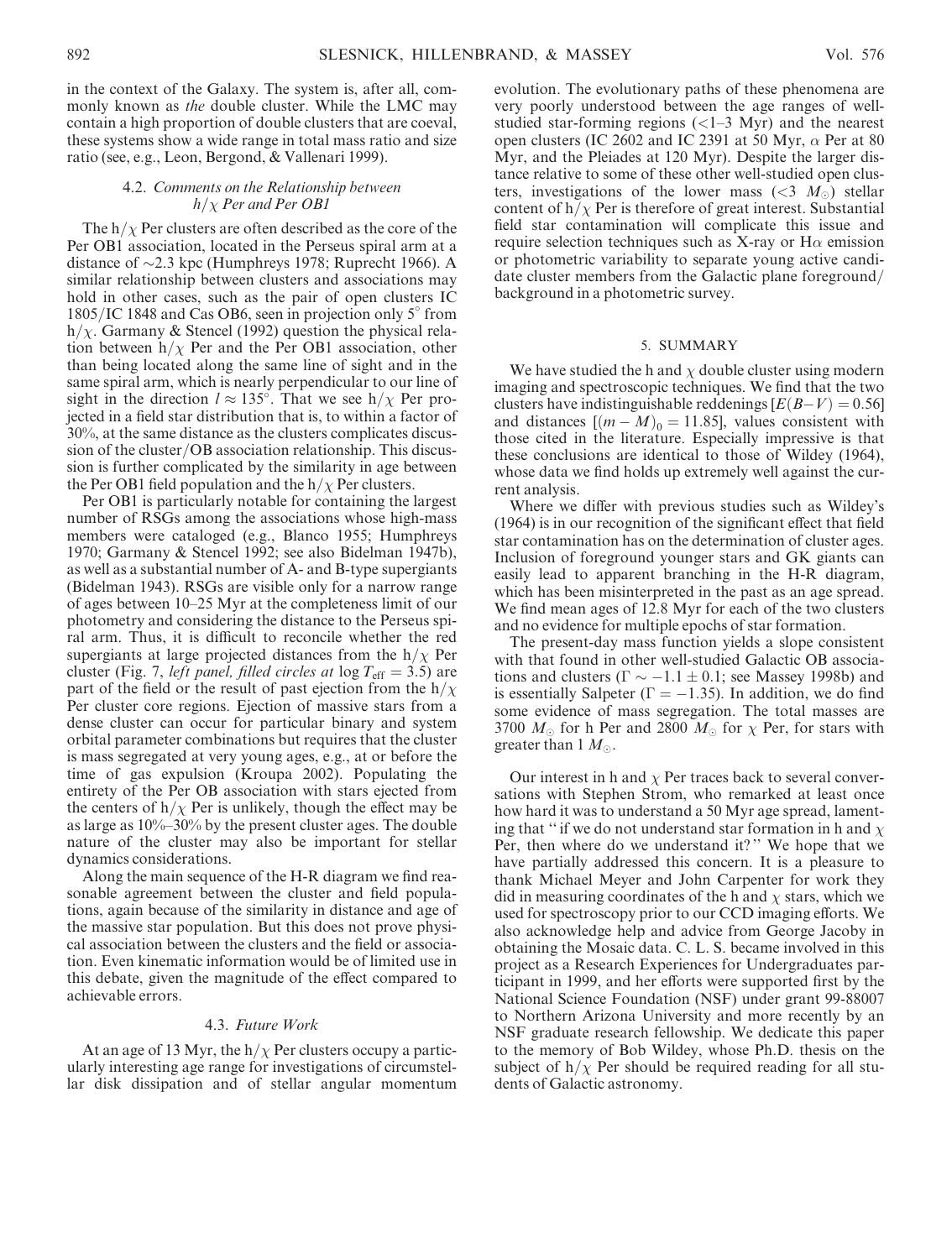in the context of the Galaxy. The system is, after all, commonly known as *the* double cluster. While the LMC may contain a high proportion of double clusters that are coeval, these systems show a wide range in total mass ratio and size ratio (see, e.g., Leon, Bergond, & Vallenari 1999).

### 4.2. *Comments on the Relationship between h/χ Per and Per OB1*

The h/χ Per clusters are often described as the core of the Per OB1 association, located in the Perseus spiral arm at a distance of ~2.3 kpc (Humphreys 1978; Ruprecht 1966). A similar relationship between clusters and associations may hold in other cases, such as the pair of open clusters IC 1805/IC 1848 and Cas OB6, seen in projection only 5° from h/χ. Garmany & Stencel (1992) question the physical relation between h/χ Per and the Per OB1 association, other than being located along the same line of sight and in the same spiral arm, which is nearly perpendicular to our line of sight in the direction $l \approx 135°$. That we see h/χ Per projected in a field star distribution that is, to within a factor of 30%, at the same distance as the clusters complicates discussion of the cluster/OB association relationship. This discussion is further complicated by the similarity in age between the Per OB1 field population and the h/χ Per clusters.

Per OB1 is particularly notable for containing the largest number of RSGs among the associations whose high-mass members were cataloged (e.g., Blanco 1955; Humphreys 1970; Garmany & Stencel 1992; see also Bidelman 1947b), as well as a substantial number of A- and B-type supergiants (Bidelman 1943). RSGs are visible only for a narrow range of ages between 10–25 Myr at the completeness limit of our photometry and considering the distance to the Perseus spiral arm. Thus, it is difficult to reconcile whether the red supergiants at large projected distances from the h/χ Per cluster (Fig. 7, *left panel, filled circles at* $\log T_{\rm eff} = 3.5$) are part of the field or the result of past ejection from the h/χ Per cluster core regions. Ejection of massive stars from a dense cluster can occur for particular binary and system orbital parameter combinations but requires that the cluster is mass segregated at very young ages, e.g., at or before the time of gas expulsion (Kroupa 2002). Populating the entirety of the Per OB association with stars ejected from the centers of h/χ Per is unlikely, though the effect may be as large as 10%–30% by the present cluster ages. The double nature of the cluster may also be important for stellar dynamics considerations.

Along the main sequence of the H-R diagram we find reasonable agreement between the cluster and field populations, again because of the similarity in distance and age of the massive star population. But this does not prove physical association between the clusters and the field or association. Even kinematic information would be of limited use in this debate, given the magnitude of the effect compared to achievable errors.

### 4.3. *Future Work*

At an age of 13 Myr, the h/χ Per clusters occupy a particularly interesting age range for investigations of circumstellar disk dissipation and of stellar angular momentum evolution. The evolutionary paths of these phenomena are very poorly understood between the age ranges of well-studied star-forming regions (<1–3 Myr) and the nearest open clusters (IC 2602 and IC 2391 at 50 Myr, α Per at 80 Myr, and the Pleiades at 120 Myr). Despite the larger distance relative to some of these other well-studied open clusters, investigations of the lower mass ($<3\ M_\odot$) stellar content of h/χ Per is therefore of great interest. Substantial field star contamination will complicate this issue and require selection techniques such as X-ray or Hα emission or photometric variability to separate young active candidate cluster members from the Galactic plane foreground/background in a photometric survey.

## 5. SUMMARY

We have studied the h and χ double cluster using modern imaging and spectroscopic techniques. We find that the two clusters have indistinguishable reddenings $[E(B-V) = 0.56]$ and distances $[(m-M)_0 = 11.85]$, values consistent with those cited in the literature. Especially impressive is that these conclusions are identical to those of Wildey (1964), whose data we find holds up extremely well against the current analysis.

Where we differ with previous studies such as Wildey's (1964) is in our recognition of the significant effect that field star contamination has on the determination of cluster ages. Inclusion of foreground younger stars and GK giants can easily lead to apparent branching in the H-R diagram, which has been misinterpreted in the past as an age spread. We find mean ages of 12.8 Myr for each of the two clusters and no evidence for multiple epochs of star formation.

The present-day mass function yields a slope consistent with that found in other well-studied Galactic OB associations and clusters ($\Gamma \sim -1.1 \pm 0.1$; see Massey 1998b) and is essentially Salpeter ($\Gamma = -1.35$). In addition, we do find some evidence of mass segregation. The total masses are 3700 $M_\odot$ for h Per and 2800 $M_\odot$ for χ Per, for stars with greater than 1 $M_\odot$.

Our interest in h and χ Per traces back to several conversations with Stephen Strom, who remarked at least once how hard it was to understand a 50 Myr age spread, lamenting that "if we do not understand star formation in h and χ Per, then where do we understand it?" We hope that we have partially addressed this concern. It is a pleasure to thank Michael Meyer and John Carpenter for work they did in measuring coordinates of the h and χ stars, which we used for spectroscopy prior to our CCD imaging efforts. We also acknowledge help and advice from George Jacoby in obtaining the Mosaic data. C. L. S. became involved in this project as a Research Experiences for Undergraduates participant in 1999, and her efforts were supported first by the National Science Foundation (NSF) under grant 99-88007 to Northern Arizona University and more recently by an NSF graduate research fellowship. We dedicate this paper to the memory of Bob Wildey, whose Ph.D. thesis on the subject of h/χ Per should be required reading for all students of Galactic astronomy.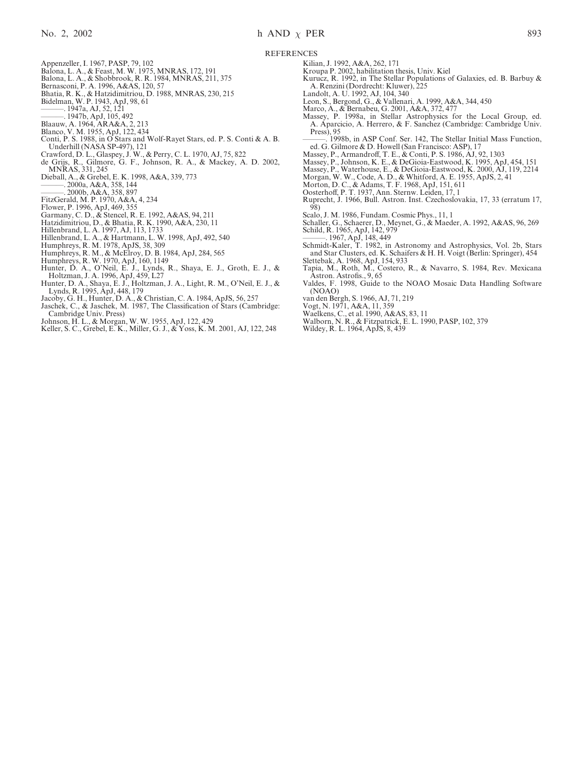## REFERENCES

Appenzeller, I. 1967, PASP, 79, 102
Balona, L. A., & Feast, M. W. 1975, MNRAS, 172, 191
Balona, L. A., & Shobbrook, R. R. 1984, MNRAS, 211, 375
Bernasconi, P. A. 1996, A&AS, 120, 57
Bhatia, R. K., & Hatzidimitriou, D. 1988, MNRAS, 230, 215
Bidelman, W. P. 1943, ApJ, 98, 61
———. 1947a, AJ, 52, 121
———. 1947b, ApJ, 105, 492
Blaauw, A. 1964, ARA&A, 2, 213
Blanco, V. M. 1955, ApJ, 122, 434
Conti, P. S. 1988, in O Stars and Wolf-Rayet Stars, ed. P. S. Conti & A. B. Underhill (NASA SP-497), 121
Crawford, D. L., Glaspey, J. W., & Perry, C. L. 1970, AJ, 75, 822
de Grijs, R., Gilmore, G. F., Johnson, R. A., & Mackey, A. D. 2002, MNRAS, 331, 245
Dieball, A., & Grebel, E. K. 1998, A&A, 339, 773
———. 2000a, A&A, 358, 144
———. 2000b, A&A, 358, 897
FitzGerald, M. P. 1970, A&A, 4, 234
Flower, P. 1996, ApJ, 469, 355
Garmany, C. D., & Stencel, R. E. 1992, A&AS, 94, 211
Hatzidimitriou, D., & Bhatia, R. K. 1990, A&A, 230, 11
Hillenbrand, L. A. 1997, AJ, 113, 1733
Hillenbrand, L. A., & Hartmann, L. W. 1998, ApJ, 492, 540
Humphreys, R. M. 1978, ApJS, 38, 309
Humphreys, R. M., & McElroy, D. B. 1984, ApJ, 284, 565
Humphreys, R. W. 1970, ApJ, 160, 1149
Hunter, D. A., O'Neil, E. J., Lynds, R., Shaya, E. J., Groth, E. J., & Holtzman, J. A. 1996, ApJ, 459, L27
Hunter, D. A., Shaya, E. J., Holtzman, J. A., Light, R. M., O'Neil, E. J., & Lynds, R. 1995, ApJ, 448, 179
Jacoby, G. H., Hunter, D. A., & Christian, C. A. 1984, ApJS, 56, 257
Jaschek, C., & Jaschek, M. 1987, The Classification of Stars (Cambridge: Cambridge Univ. Press)
Johnson, H. L., & Morgan, W. W. 1955, ApJ, 122, 429
Keller, S. C., Grebel, E. K., Miller, G. J., & Yoss, K. M. 2001, AJ, 122, 248
Kilian, J. 1992, A&A, 262, 171
Kroupa P. 2002, habilitation thesis, Univ. Kiel
Kurucz, R. 1992, in The Stellar Populations of Galaxies, ed. B. Barbuy & A. Renzini (Dordrecht: Kluwer), 225
Landolt, A. U. 1992, AJ, 104, 340
Leon, S., Bergond, G., & Vallenari, A. 1999, A&A, 344, 450
Marco, A., & Bernabeu, G. 2001, A&A, 372, 477
Massey, P. 1998a, in Stellar Astrophysics for the Local Group, ed. A. Aparcicio, A. Herrero, & F. Sanchez (Cambridge: Cambridge Univ. Press), 95
———. 1998b, in ASP Conf. Ser. 142, The Stellar Initial Mass Function, ed. G. Gilmore & D. Howell (San Francisco: ASP), 17
Massey, P., Armandroff, T. E., & Conti, P. S. 1986, AJ, 92, 1303
Massey, P., Johnson, K. E., & DeGioia-Eastwood, K. 1995, ApJ, 454, 151
Massey, P., Waterhouse, E., & DeGioia-Eastwood, K. 2000, AJ, 119, 2214
Morgan, W. W., Code, A. D., & Whitford, A. E. 1955, ApJS, 2, 41
Morton, D. C., & Adams, T. F. 1968, ApJ, 151, 611
Oosterhoff, P. T. 1937, Ann. Sternw. Leiden, 17, 1
Ruprecht, J. 1966, Bull. Astron. Inst. Czechoslovakia, 17, 33 (erratum 17, 98)
Scalo, J. M. 1986, Fundam. Cosmic Phys., 11, 1
Schaller, G., Schaerer, D., Meynet, G., & Maeder, A. 1992, A&AS, 96, 269
Schild, R. 1965, ApJ, 142, 979
———. 1967, ApJ, 148, 449
Schmidt-Kaler, T. 1982, in Astronomy and Astrophysics, Vol. 2b, Stars and Star Clusters, ed. K. Schaifers & H. H. Voigt (Berlin: Springer), 454
Slettebak, A. 1968, ApJ, 154, 933
Tapia, M., Roth, M., Costero, R., & Navarro, S. 1984, Rev. Mexicana Astron. Astrofis., 9, 65
Valdes, F. 1998, Guide to the NOAO Mosaic Data Handling Software (NOAO)
van den Bergh, S. 1966, AJ, 71, 219
Vogt, N. 1971, A&A, 11, 359
Waelkens, C., et al. 1990, A&AS, 83, 11
Walborn, N. R., & Fitzpatrick, E. L. 1990, PASP, 102, 379
Wildey, R. L. 1964, ApJS, 8, 439